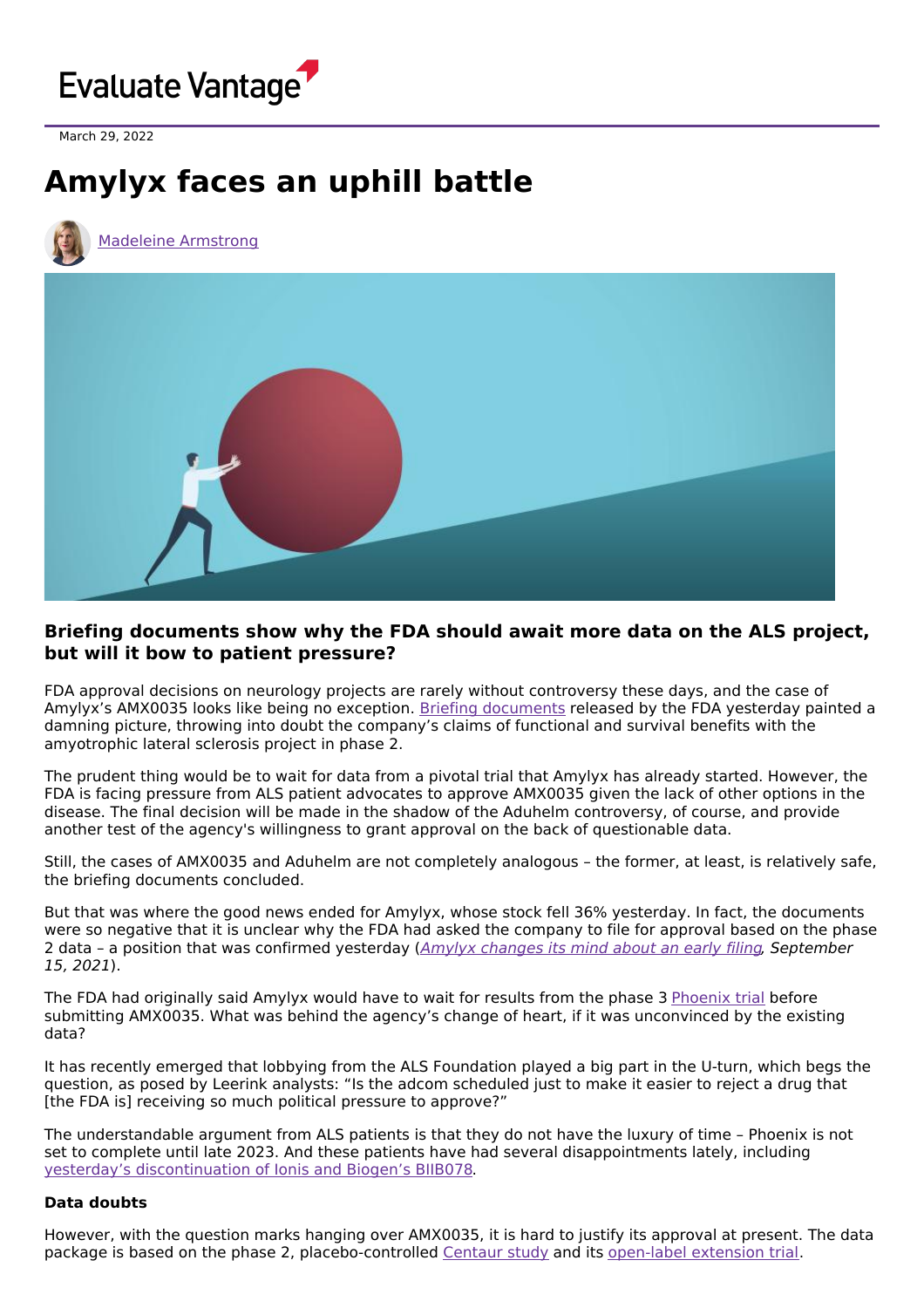March 29, 2022

# Amylyx faces an uphill battle

Madeleine Armstrong

### Briefing documents show why the FDA should await more data on the ALS project, but will it bow to patient pressure?

FDA approval decisions on neurology projects are rarely without controversy these days, and the case of Amylyx's AMX0035 looks like being no exception. Briefing documents released by the FDA yesterday painted a damning picture, throwing into doubt the company's claims of functional and survival benefits with the amyotrophic lateral sclerosis project in phase 2.

The prudent thing would be to wait for data from a pivotal trial that Amylyx has already started. However, the FDA is facing pressure from ALS patient advocates to approve AMX0035 given the lack of other options in the disease. The final decision will be made in the shadow of the Aduhelm controversy, of course, and provide another test of the agency's willingness to grant approval on the back of questionable data.

Still, the cases of AMX0035 and Aduhelm are not completely analogous – the former, at least, is relatively safe, the briefing documents concluded.

But that was where the good news ended for Amylyx, whose stock fell 36% yesterday. In fact, the documents were so negative that it is unclear why the FDA had asked the company to file for approval based on the phase 2 data – a position that was confirmed yesterday (*Amylyx changes its mind about an early filing, September 15, 2021*).

The FDA had originally said Amylyx would have to wait for results from the phase 3 Phoenix trial before submitting AMX0035. What was behind the agency's change of heart, if it was unconvinced by the existing data?

It has recently emerged that lobbying from the ALS Foundation played a big part in the U-turn, which begs the question, as posed by Leerink analysts: "Is the adcom scheduled just to make it easier to reject a drug that [the FDA is] receiving so much political pressure to approve?"

The understandable argument from ALS patients is that they do not have the luxury of time – Phoenix is not set to complete until late 2023. And these patients have had several disappointments lately, including yesterday's discontinuation of Ionis and Biogen's BIIB078.

**Data doubts**

However, with the question marks hanging over AMX0035, it is hard to justify its approval at present. The data package is based on the phase 2, placebo-controlled Centaur study and its open-label extension trial.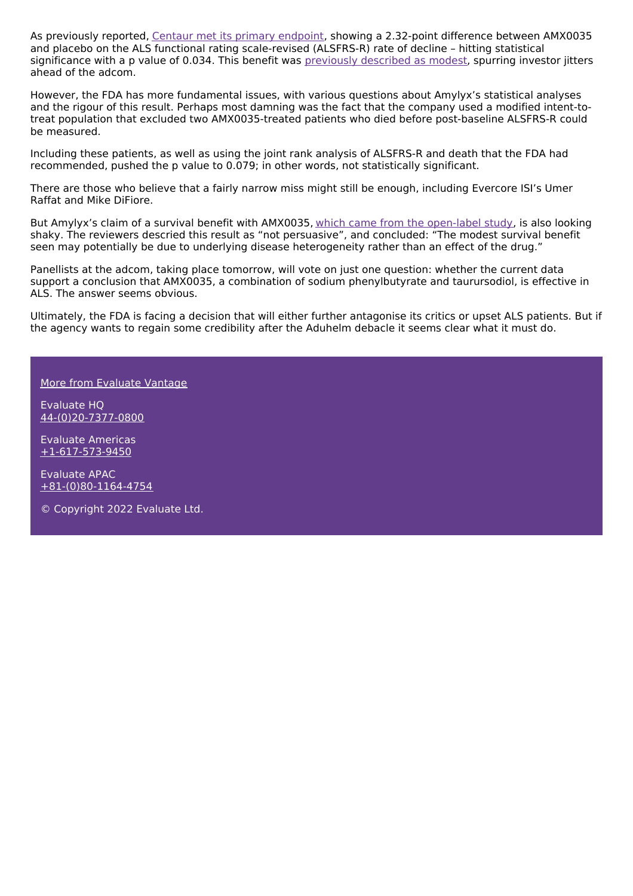As previously reported, Centaur met its primary endpoint, showing a 2.32-point difference between AMX0035 and placebo on the ALS functional rating scale-revised (ALSFRS-R) rate of decline – hitting statistical significance with a p value of 0.034. This benefit was previously described as modest, spurring investor jitters ahead of the adcom.

However, the FDA has more fundamental issues, with various questions about Amylyx's statistical analyses and the rigour of this result. Perhaps most damning was the fact that the company used a modified intent-to-treat population that excluded two AMX0035-treated patients who died before post-baseline ALSFRS-R could be measured.

Including these patients, as well as using the joint rank analysis of ALSFRS-R and death that the FDA had recommended, pushed the p value to 0.079; in other words, not statistically significant.

There are those who believe that a fairly narrow miss might still be enough, including Evercore ISI's Umer Raffat and Mike DiFiore.

But Amylyx's claim of a survival benefit with AMX0035, which came from the open-label study, is also looking shaky. The reviewers descried this result as "not persuasive", and concluded: "The modest survival benefit seen may potentially be due to underlying disease heterogeneity rather than an effect of the drug."

Panellists at the adcom, taking place tomorrow, will vote on just one question: whether the current data support a conclusion that AMX0035, a combination of sodium phenylbutyrate and taurursodiol, is effective in ALS. The answer seems obvious.

Ultimately, the FDA is facing a decision that will either further antagonise its critics or upset ALS patients. But if the agency wants to regain some credibility after the Aduhelm debacle it seems clear what it must do.

More from Evaluate Vantage

Evaluate HQ
44-(0)20-7377-0800

Evaluate Americas
+1-617-573-9450

Evaluate APAC
+81-(0)80-1164-4754

© Copyright 2022 Evaluate Ltd.